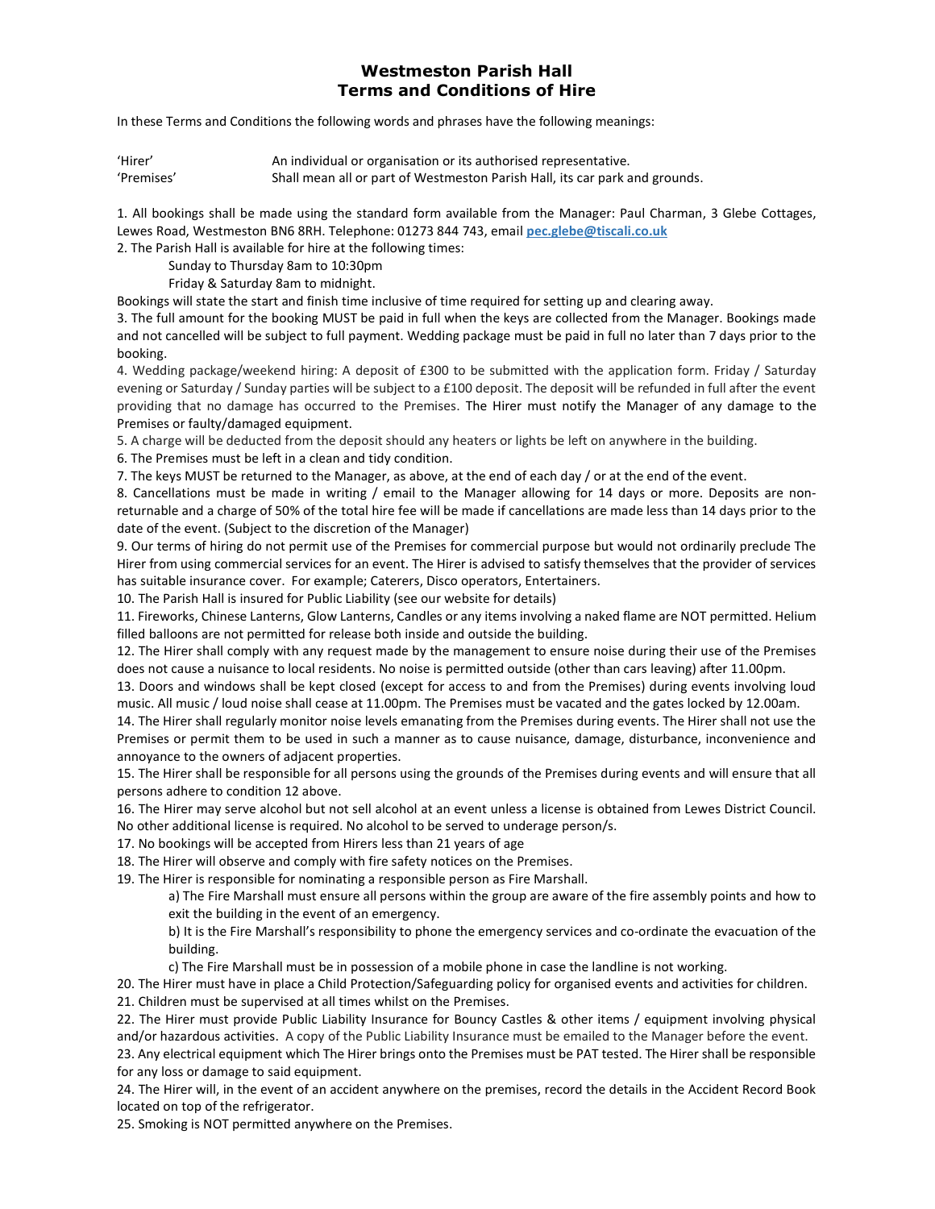# Westmeston Parish Hall
# Terms and Conditions of Hire

In these Terms and Conditions the following words and phrases have the following meanings:

| | |
|---|---|
| 'Hirer' | An individual or organisation or its authorised representative. |
| 'Premises' | Shall mean all or part of Westmeston Parish Hall, its car park and grounds. |

1. All bookings shall be made using the standard form available from the Manager: Paul Charman, 3 Glebe Cottages, Lewes Road, Westmeston BN6 8RH. Telephone: 01273 844 743, email pec.glebe@tiscali.co.uk
2. The Parish Hall is available for hire at the following times:

   Sunday to Thursday 8am to 10:30pm

   Friday & Saturday 8am to midnight.

Bookings will state the start and finish time inclusive of time required for setting up and clearing away.

3. The full amount for the booking MUST be paid in full when the keys are collected from the Manager. Bookings made and not cancelled will be subject to full payment. Wedding package must be paid in full no later than 7 days prior to the booking.
4. Wedding package/weekend hiring: A deposit of £300 to be submitted with the application form. Friday / Saturday evening or Saturday / Sunday parties will be subject to a £100 deposit. The deposit will be refunded in full after the event providing that no damage has occurred to the Premises. The Hirer must notify the Manager of any damage to the Premises or faulty/damaged equipment.
5. A charge will be deducted from the deposit should any heaters or lights be left on anywhere in the building.
6. The Premises must be left in a clean and tidy condition.
7. The keys MUST be returned to the Manager, as above, at the end of each day / or at the end of the event.
8. Cancellations must be made in writing / email to the Manager allowing for 14 days or more. Deposits are non-returnable and a charge of 50% of the total hire fee will be made if cancellations are made less than 14 days prior to the date of the event. (Subject to the discretion of the Manager)
9. Our terms of hiring do not permit use of the Premises for commercial purpose but would not ordinarily preclude The Hirer from using commercial services for an event. The Hirer is advised to satisfy themselves that the provider of services has suitable insurance cover. For example; Caterers, Disco operators, Entertainers.
10. The Parish Hall is insured for Public Liability (see our website for details)
11. Fireworks, Chinese Lanterns, Glow Lanterns, Candles or any items involving a naked flame are NOT permitted. Helium filled balloons are not permitted for release both inside and outside the building.
12. The Hirer shall comply with any request made by the management to ensure noise during their use of the Premises does not cause a nuisance to local residents. No noise is permitted outside (other than cars leaving) after 11.00pm.
13. Doors and windows shall be kept closed (except for access to and from the Premises) during events involving loud music. All music / loud noise shall cease at 11.00pm. The Premises must be vacated and the gates locked by 12.00am.
14. The Hirer shall regularly monitor noise levels emanating from the Premises during events. The Hirer shall not use the Premises or permit them to be used in such a manner as to cause nuisance, damage, disturbance, inconvenience and annoyance to the owners of adjacent properties.
15. The Hirer shall be responsible for all persons using the grounds of the Premises during events and will ensure that all persons adhere to condition 12 above.
16. The Hirer may serve alcohol but not sell alcohol at an event unless a license is obtained from Lewes District Council. No other additional license is required. No alcohol to be served to underage person/s.
17. No bookings will be accepted from Hirers less than 21 years of age
18. The Hirer will observe and comply with fire safety notices on the Premises.
19. The Hirer is responsible for nominating a responsible person as Fire Marshall.
    a) The Fire Marshall must ensure all persons within the group are aware of the fire assembly points and how to exit the building in the event of an emergency.
    b) It is the Fire Marshall's responsibility to phone the emergency services and co-ordinate the evacuation of the building.
    c) The Fire Marshall must be in possession of a mobile phone in case the landline is not working.
20. The Hirer must have in place a Child Protection/Safeguarding policy for organised events and activities for children.
21. Children must be supervised at all times whilst on the Premises.
22. The Hirer must provide Public Liability Insurance for Bouncy Castles & other items / equipment involving physical and/or hazardous activities. A copy of the Public Liability Insurance must be emailed to the Manager before the event.
23. Any electrical equipment which The Hirer brings onto the Premises must be PAT tested. The Hirer shall be responsible for any loss or damage to said equipment.
24. The Hirer will, in the event of an accident anywhere on the premises, record the details in the Accident Record Book located on top of the refrigerator.
25. Smoking is NOT permitted anywhere on the Premises.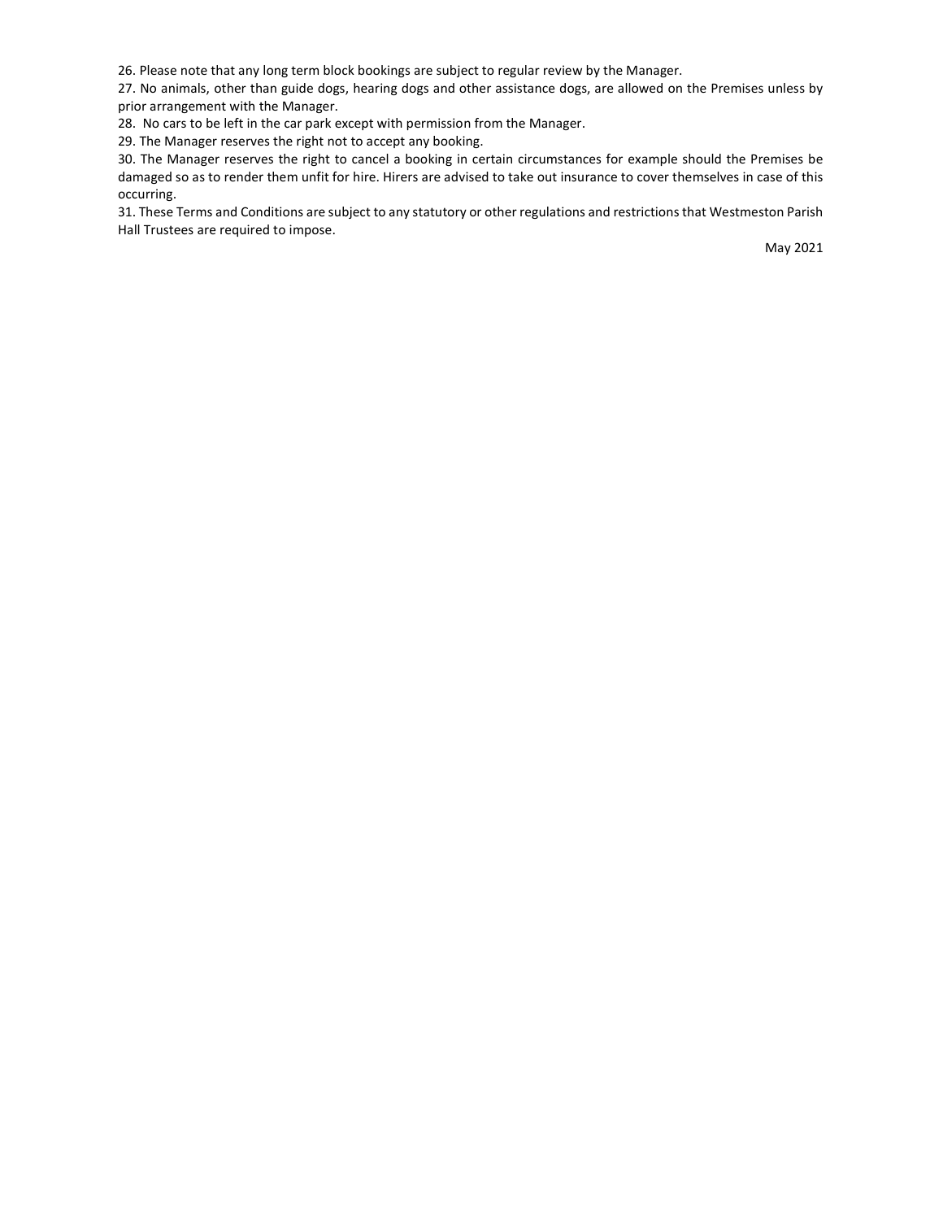26. Please note that any long term block bookings are subject to regular review by the Manager.
27. No animals, other than guide dogs, hearing dogs and other assistance dogs, are allowed on the Premises unless by prior arrangement with the Manager.
28. No cars to be left in the car park except with permission from the Manager.
29. The Manager reserves the right not to accept any booking.
30. The Manager reserves the right to cancel a booking in certain circumstances for example should the Premises be damaged so as to render them unfit for hire. Hirers are advised to take out insurance to cover themselves in case of this occurring.
31. These Terms and Conditions are subject to any statutory or other regulations and restrictions that Westmeston Parish Hall Trustees are required to impose.

May 2021